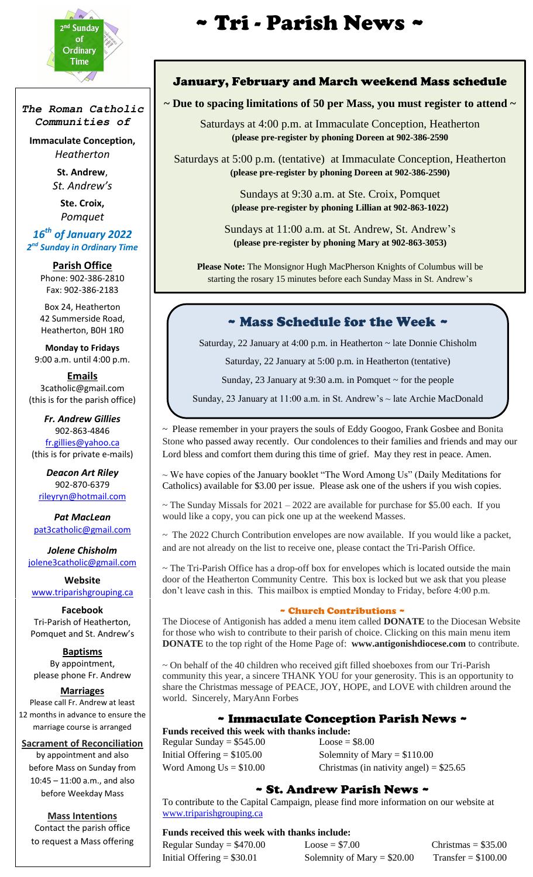2nd Sunday of Ordinary Time

# ~ Tri - Parish News ~

*The Roman Catholic Communities of*

**Immaculate Conception,**
*Heatherton*

**St. Andrew**,
*St. Andrew's*

**Ste. Croix,**
*Pomquet*

***16th of January 2022***
***2nd Sunday in Ordinary Time***

**Parish Office**
Phone: 902-386-2810
Fax: 902-386-2183

Box 24, Heatherton
42 Summerside Road,
Heatherton, B0H 1R0

**Monday to Fridays**
9:00 a.m. until 4:00 p.m.

**Emails**
3catholic@gmail.com
(this is for the parish office)

***Fr. Andrew Gillies***
902-863-4846
fr.gillies@yahoo.ca
(this is for private e-mails)

***Deacon Art Riley***
902-870-6379
rileyryn@hotmail.com

***Pat MacLean***
pat3catholic@gmail.com

***Jolene Chisholm***
jolene3catholic@gmail.com

**Website**
www.triparishgrouping.ca

**Facebook**
Tri-Parish of Heatherton, Pomquet and St. Andrew's

**Baptisms**
By appointment, please phone Fr. Andrew

**Marriages**
Please call Fr. Andrew at least 12 months in advance to ensure the marriage course is arranged

**Sacrament of Reconciliation**
by appointment and also before Mass on Sunday from 10:45 – 11:00 a.m., and also before Weekday Mass

**Mass Intentions**
Contact the parish office to request a Mass offering

## January, February and March weekend Mass schedule

**~ Due to spacing limitations of 50 per Mass, you must register to attend ~**

Saturdays at 4:00 p.m. at Immaculate Conception, Heatherton
**(please pre-register by phoning Doreen at 902-386-2590**

Saturdays at 5:00 p.m. (tentative) at Immaculate Conception, Heatherton
**(please pre-register by phoning Doreen at 902-386-2590)**

Sundays at 9:30 a.m. at Ste. Croix, Pomquet
**(please pre-register by phoning Lillian at 902-863-1022)**

Sundays at 11:00 a.m. at St. Andrew, St. Andrew's
**(please pre-register by phoning Mary at 902-863-3053)**

**Please Note:** The Monsignor Hugh MacPherson Knights of Columbus will be starting the rosary 15 minutes before each Sunday Mass in St. Andrew's

## ~ Mass Schedule for the Week ~

Saturday, 22 January at 4:00 p.m. in Heatherton ~ late Donnie Chisholm

Saturday, 22 January at 5:00 p.m. in Heatherton (tentative)

Sunday, 23 January at 9:30 a.m. in Pomquet ~ for the people

Sunday, 23 January at 11:00 a.m. in St. Andrew's ~ late Archie MacDonald

~ Please remember in your prayers the souls of Eddy Googoo, Frank Gosbee and Bonita Stone who passed away recently. Our condolences to their families and friends and may our Lord bless and comfort them during this time of grief. May they rest in peace. Amen.

~ We have copies of the January booklet "The Word Among Us" (Daily Meditations for Catholics) available for $3.00 per issue. Please ask one of the ushers if you wish copies.

~ The Sunday Missals for 2021 – 2022 are available for purchase for $5.00 each. If you would like a copy, you can pick one up at the weekend Masses.

~ The 2022 Church Contribution envelopes are now available. If you would like a packet, and are not already on the list to receive one, please contact the Tri-Parish Office.

~ The Tri-Parish Office has a drop-off box for envelopes which is located outside the main door of the Heatherton Community Centre. This box is locked but we ask that you please don't leave cash in this. This mailbox is emptied Monday to Friday, before 4:00 p.m.

### ~ Church Contributions ~

The Diocese of Antigonish has added a menu item called **DONATE** to the Diocesan Website for those who wish to contribute to their parish of choice. Clicking on this main menu item **DONATE** to the top right of the Home Page of: **www.antigonishdiocese.com** to contribute.

~ On behalf of the 40 children who received gift filled shoeboxes from our Tri-Parish community this year, a sincere THANK YOU for your generosity. This is an opportunity to share the Christmas message of PEACE, JOY, HOPE, and LOVE with children around the world. Sincerely, MaryAnn Forbes

## ~ Immaculate Conception Parish News ~

**Funds received this week with thanks include:**

Regular Sunday = $545.00
Loose = $8.00
Initial Offering = $105.00
Solemnity of Mary = $110.00
Word Among Us = $10.00
Christmas (in nativity angel) = $25.65

## ~ St. Andrew Parish News ~

To contribute to the Capital Campaign, please find more information on our website at www.triparishgrouping.ca

**Funds received this week with thanks include:**

Regular Sunday = $470.00
Loose = $7.00
Christmas = $35.00
Initial Offering = $30.01
Solemnity of Mary = $20.00
Transfer = $100.00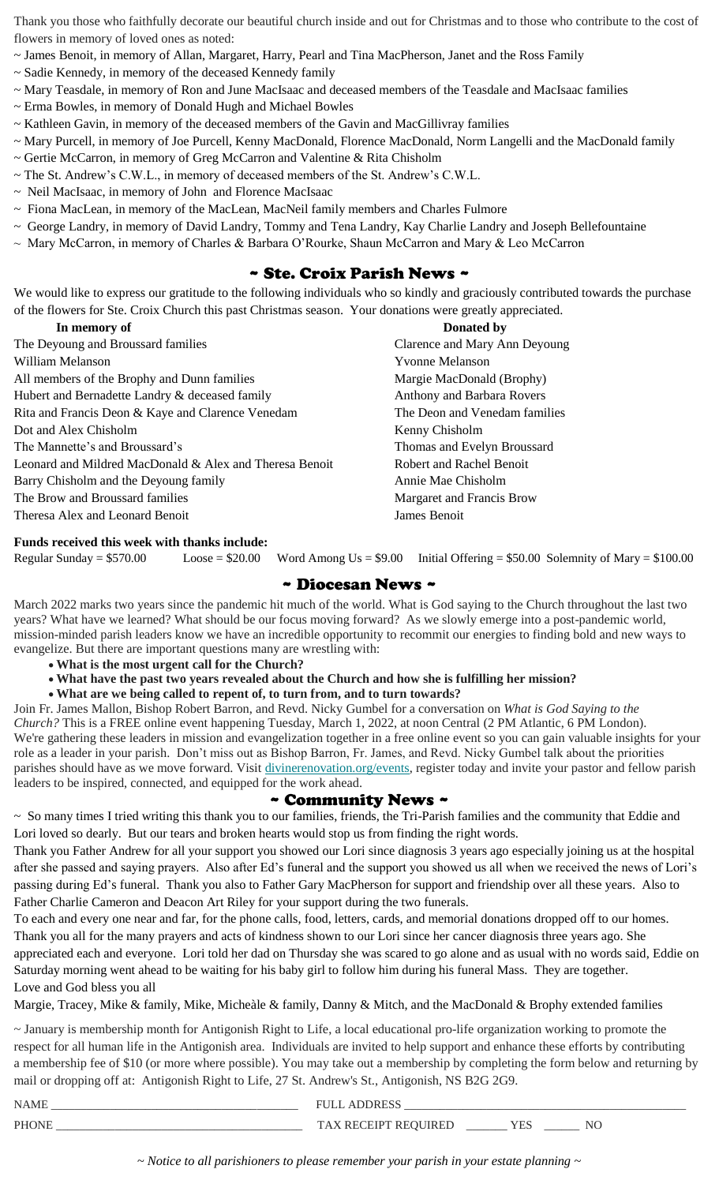Thank you those who faithfully decorate our beautiful church inside and out for Christmas and to those who contribute to the cost of flowers in memory of loved ones as noted:

~ James Benoit, in memory of Allan, Margaret, Harry, Pearl and Tina MacPherson, Janet and the Ross Family
~ Sadie Kennedy, in memory of the deceased Kennedy family
~ Mary Teasdale, in memory of Ron and June MacIsaac and deceased members of the Teasdale and MacIsaac families
~ Erma Bowles, in memory of Donald Hugh and Michael Bowles
~ Kathleen Gavin, in memory of the deceased members of the Gavin and MacGillivray families
~ Mary Purcell, in memory of Joe Purcell, Kenny MacDonald, Florence MacDonald, Norm Langelli and the MacDonald family
~ Gertie McCarron, in memory of Greg McCarron and Valentine & Rita Chisholm
~ The St. Andrew's C.W.L., in memory of deceased members of the St. Andrew's C.W.L.
~ Neil MacIsaac, in memory of John and Florence MacIsaac
~ Fiona MacLean, in memory of the MacLean, MacNeil family members and Charles Fulmore
~ George Landry, in memory of David Landry, Tommy and Tena Landry, Kay Charlie Landry and Joseph Bellefountaine
~ Mary McCarron, in memory of Charles & Barbara O'Rourke, Shaun McCarron and Mary & Leo McCarron

## ~ Ste. Croix Parish News ~

We would like to express our gratitude to the following individuals who so kindly and graciously contributed towards the purchase of the flowers for Ste. Croix Church this past Christmas season. Your donations were greatly appreciated.

| In memory of | Donated by |
|---|---|
| The Deyoung and Broussard families | Clarence and Mary Ann Deyoung |
| William Melanson | Yvonne Melanson |
| All members of the Brophy and Dunn families | Margie MacDonald (Brophy) |
| Hubert and Bernadette Landry & deceased family | Anthony and Barbara Rovers |
| Rita and Francis Deon & Kaye and Clarence Venedam | The Deon and Venedam families |
| Dot and Alex Chisholm | Kenny Chisholm |
| The Mannette's and Broussard's | Thomas and Evelyn Broussard |
| Leonard and Mildred MacDonald & Alex and Theresa Benoit | Robert and Rachel Benoit |
| Barry Chisholm and the Deyoung family | Annie Mae Chisholm |
| The Brow and Broussard families | Margaret and Francis Brow |
| Theresa Alex and Leonard Benoit | James Benoit |

**Funds received this week with thanks include:**

Regular Sunday = $570.00 Loose = $20.00 Word Among Us = $9.00 Initial Offering = $50.00 Solemnity of Mary = $100.00

## ~ Diocesan News ~

March 2022 marks two years since the pandemic hit much of the world. What is God saying to the Church throughout the last two years? What have we learned? What should be our focus moving forward? As we slowly emerge into a post-pandemic world, mission-minded parish leaders know we have an incredible opportunity to recommit our energies to finding bold and new ways to evangelize. But there are important questions many are wrestling with:

- **What is the most urgent call for the Church?**
- **What have the past two years revealed about the Church and how she is fulfilling her mission?**
- **What are we being called to repent of, to turn from, and to turn towards?**

Join Fr. James Mallon, Bishop Robert Barron, and Revd. Nicky Gumbel for a conversation on *What is God Saying to the Church?* This is a FREE online event happening Tuesday, March 1, 2022, at noon Central (2 PM Atlantic, 6 PM London). We're gathering these leaders in mission and evangelization together in a free online event so you can gain valuable insights for your role as a leader in your parish. Don't miss out as Bishop Barron, Fr. James, and Revd. Nicky Gumbel talk about the priorities parishes should have as we move forward. Visit divinerenovation.org/events, register today and invite your pastor and fellow parish leaders to be inspired, connected, and equipped for the work ahead.

## ~ Community News ~

~ So many times I tried writing this thank you to our families, friends, the Tri-Parish families and the community that Eddie and Lori loved so dearly. But our tears and broken hearts would stop us from finding the right words.

Thank you Father Andrew for all your support you showed our Lori since diagnosis 3 years ago especially joining us at the hospital after she passed and saying prayers. Also after Ed's funeral and the support you showed us all when we received the news of Lori's passing during Ed's funeral. Thank you also to Father Gary MacPherson for support and friendship over all these years. Also to Father Charlie Cameron and Deacon Art Riley for your support during the two funerals.

To each and every one near and far, for the phone calls, food, letters, cards, and memorial donations dropped off to our homes. Thank you all for the many prayers and acts of kindness shown to our Lori since her cancer diagnosis three years ago. She appreciated each and everyone. Lori told her dad on Thursday she was scared to go alone and as usual with no words said, Eddie on Saturday morning went ahead to be waiting for his baby girl to follow him during his funeral Mass. They are together.

Love and God bless you all

Margie, Tracey, Mike & family, Mike, Micheàle & family, Danny & Mitch, and the MacDonald & Brophy extended families

~ January is membership month for Antigonish Right to Life, a local educational pro-life organization working to promote the respect for all human life in the Antigonish area. Individuals are invited to help support and enhance these efforts by contributing a membership fee of $10 (or more where possible). You may take out a membership by completing the form below and returning by mail or dropping off at: Antigonish Right to Life, 27 St. Andrew's St., Antigonish, NS B2G 2G9.

NAME ________________________________________ FULL ADDRESS ________________________________________________

PHONE ________________________________________ TAX RECEIPT REQUIRED _______ YES ______ NO

*~ Notice to all parishioners to please remember your parish in your estate planning ~*